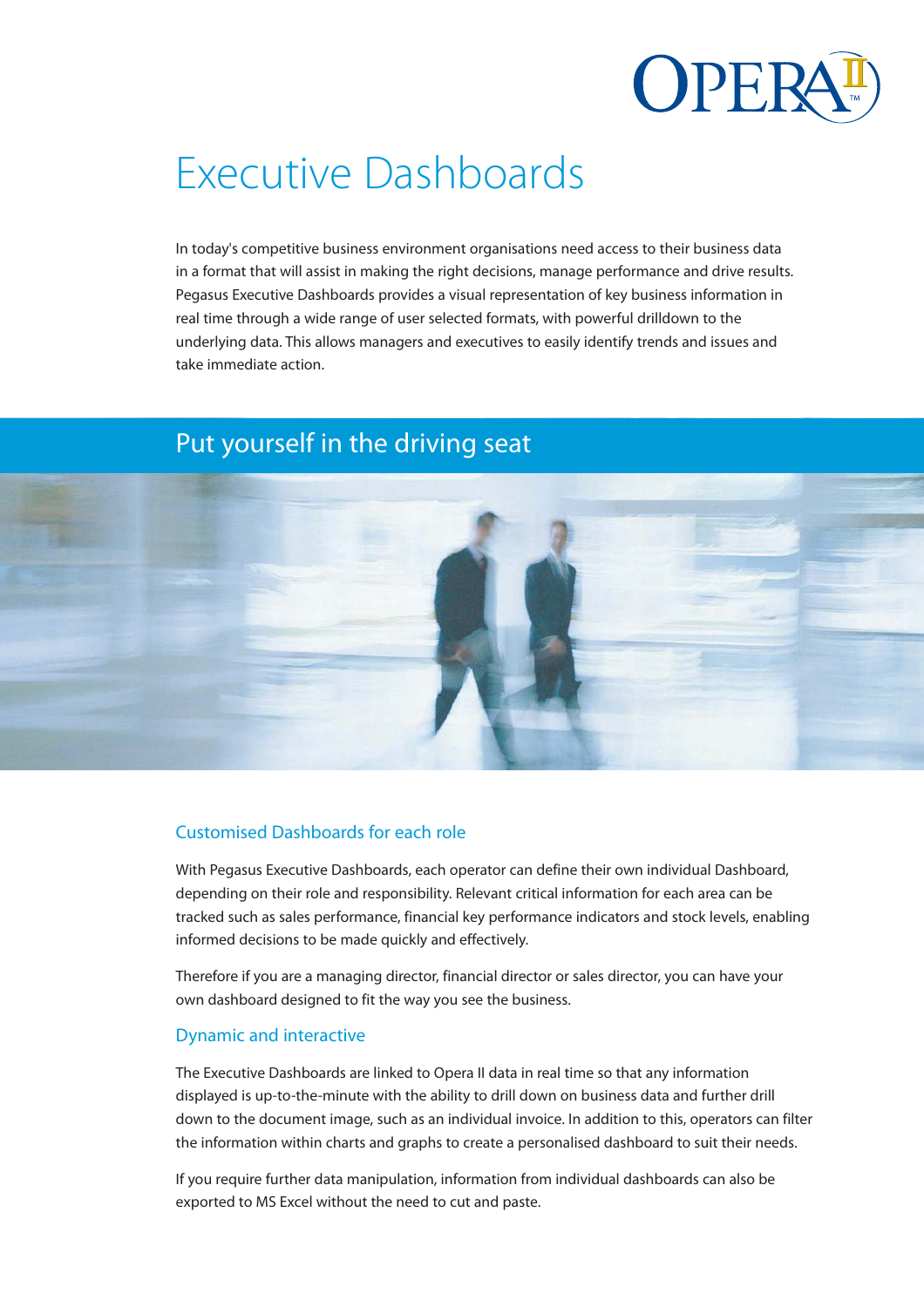# Executive Dashboards

In today's competitive business environment organisations need access to their business data in a format that will assist in making the right decisions, manage performance and drive results. Pegasus Executive Dashboards provides a visual representation of key business information in real time through a wide range of user selected formats, with powerful drilldown to the underlying data. This allows managers and executives to easily identify trends and issues and take immediate action.

## Put yourself in the driving seat

### Customised Dashboards for each role

With Pegasus Executive Dashboards, each operator can define their own individual Dashboard, depending on their role and responsibility. Relevant critical information for each area can be tracked such as sales performance, financial key performance indicators and stock levels, enabling informed decisions to be made quickly and effectively.

Therefore if you are a managing director, financial director or sales director, you can have your own dashboard designed to fit the way you see the business.

### Dynamic and interactive

The Executive Dashboards are linked to Opera II data in real time so that any information displayed is up-to-the-minute with the ability to drill down on business data and further drill down to the document image, such as an individual invoice. In addition to this, operators can filter the information within charts and graphs to create a personalised dashboard to suit their needs.

If you require further data manipulation, information from individual dashboards can also be exported to MS Excel without the need to cut and paste.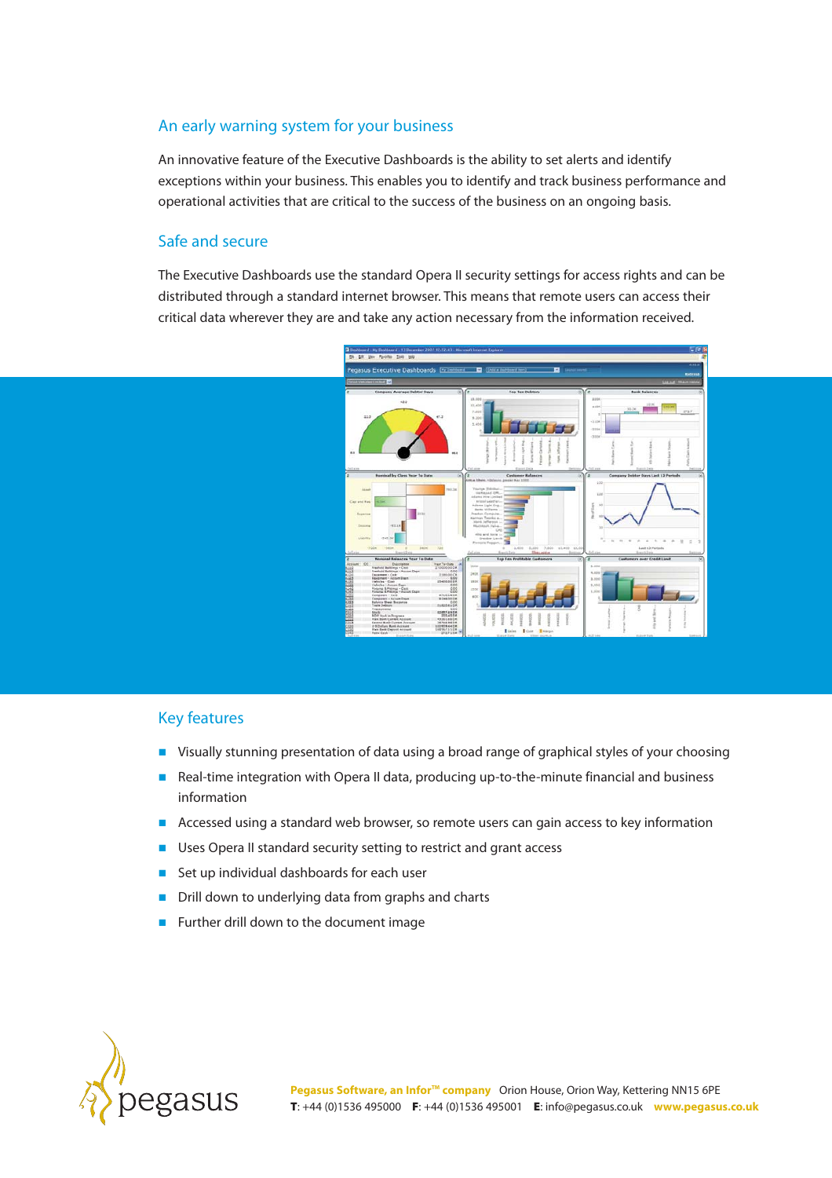## An early warning system for your business

An innovative feature of the Executive Dashboards is the ability to set alerts and identify exceptions within your business. This enables you to identify and track business performance and operational activities that are critical to the success of the business on an ongoing basis.

## Safe and secure

The Executive Dashboards use the standard Opera II security settings for access rights and can be distributed through a standard internet browser. This means that remote users can access their critical data wherever they are and take any action necessary from the information received.

## Key features

- Visually stunning presentation of data using a broad range of graphical styles of your choosing
- Real-time integration with Opera II data, producing up-to-the-minute financial and business information
- Accessed using a standard web browser, so remote users can gain access to key information
- Uses Opera II standard security setting to restrict and grant access
- Set up individual dashboards for each user
- Drill down to underlying data from graphs and charts
- Further drill down to the document image

pegasus

**Pegasus Software, an Infor™ company** Orion House, Orion Way, Kettering NN15 6PE
**T**: +44 (0)1536 495000 **F**: +44 (0)1536 495001 **E**: info@pegasus.co.uk **www.pegasus.co.uk**